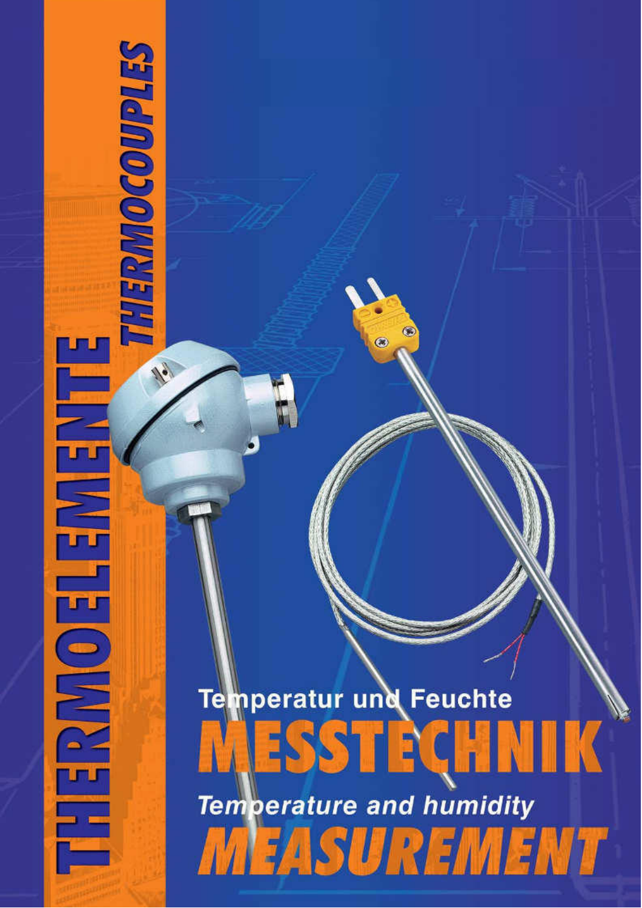# THERMOELEMENTE

# THERMOCOUPLES

## Temperatur und Feuchte

# MESSTECHNIK

## *Temperature and humidity*

# *MEASUREMENT*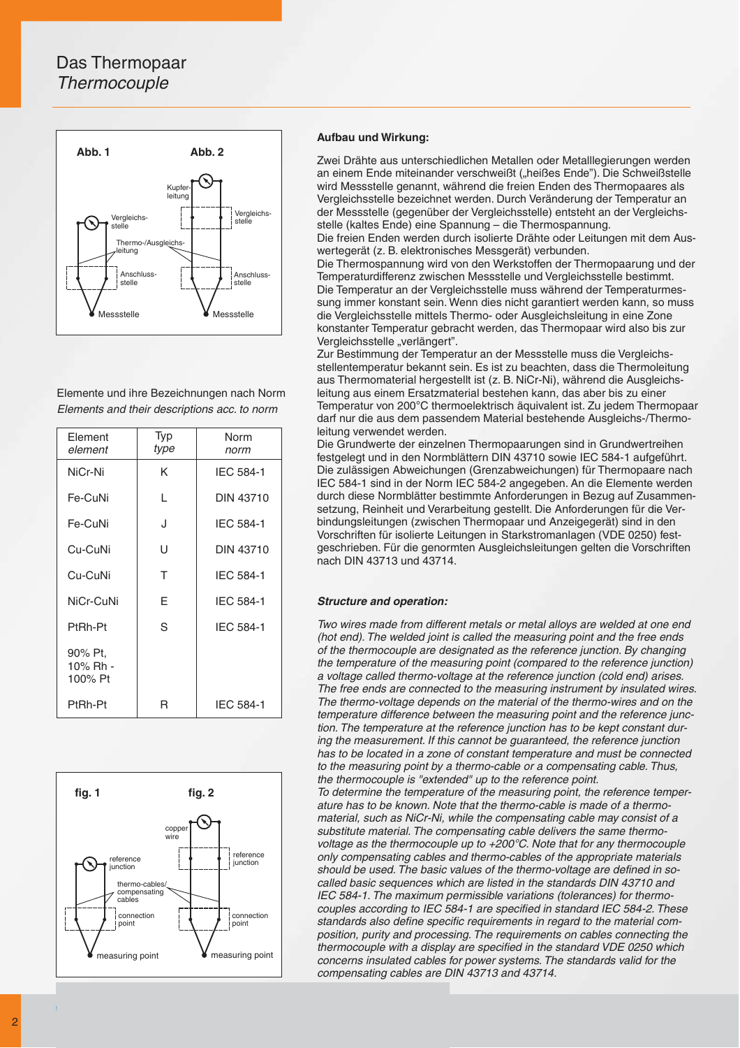# Das Thermopaar
*Thermocouple*

**Abb. 1** **Abb. 2**

Kupferleitung
Vergleichsstelle
Vergleichsstelle
Thermo-/Ausgleichsleitung
Anschlussstelle
Anschlussstelle
Messstelle
Messstelle

Elemente und ihre Bezeichnungen nach Norm
*Elements and their descriptions acc. to norm*

| Element *element* | Typ *type* | Norm *norm* |
|---|---|---|
| NiCr-Ni | K | IEC 584-1 |
| Fe-CuNi | L | DIN 43710 |
| Fe-CuNi | J | IEC 584-1 |
| Cu-CuNi | U | DIN 43710 |
| Cu-CuNi | T | IEC 584-1 |
| NiCr-CuNi | E | IEC 584-1 |
| PtRh-Pt | S | IEC 584-1 |
| 90% Pt, 10% Rh - 100% Pt | | |
| PtRh-Pt | R | IEC 584-1 |

**fig. 1** **fig. 2**

copper wire
reference junction
reference junction
thermo-cables/ compensating cables
connection point
connection point
measuring point
measuring point

**Aufbau und Wirkung:**

Zwei Drähte aus unterschiedlichen Metallen oder Metalllegierungen werden an einem Ende miteinander verschweißt („heißes Ende"). Die Schweißstelle wird Messstelle genannt, während die freien Enden des Thermopaares als Vergleichsstelle bezeichnet werden. Durch Veränderung der Temperatur an der Messstelle (gegenüber der Vergleichsstelle) entsteht an der Vergleichsstelle (kaltes Ende) eine Spannung – die Thermospannung.
Die freien Enden werden durch isolierte Drähte oder Leitungen mit dem Auswertegerät (z. B. elektronisches Messgerät) verbunden.
Die Thermospannung wird von den Werkstoffen der Thermopaarung und der Temperaturdifferenz zwischen Messstelle und Vergleichsstelle bestimmt.
Die Temperatur an der Vergleichsstelle muss während der Temperaturmessung immer konstant sein. Wenn dies nicht garantiert werden kann, so muss die Vergleichsstelle mittels Thermo- oder Ausgleichsleitung in eine Zone konstanter Temperatur gebracht werden, das Thermopaar wird also bis zur Vergleichsstelle „verlängert".
Zur Bestimmung der Temperatur an der Messstelle muss die Vergleichsstellentemperatur bekannt sein. Es ist zu beachten, dass die Thermoleitung aus Thermomaterial hergestellt ist (z. B. NiCr-Ni), während die Ausgleichsleitung aus einem Ersatzmaterial bestehen kann, das aber bis zu einer Temperatur von 200°C thermoelektrisch äquivalent ist. Zu jedem Thermopaar darf nur die aus dem passendem Material bestehende Ausgleichs-/Thermoleitung verwendet werden.
Die Grundwerte der einzelnen Thermopaarungen sind in Grundwertreihen festgelegt und in den Normblättern DIN 43710 sowie IEC 584-1 aufgeführt. Die zulässigen Abweichungen (Grenzabweichungen) für Thermopaare nach IEC 584-1 sind in der Norm IEC 584-2 angegeben. An die Elemente werden durch diese Normblätter bestimmte Anforderungen in Bezug auf Zusammensetzung, Reinheit und Verarbeitung gestellt. Die Anforderungen für die Verbindungsleitungen (zwischen Thermopaar und Anzeigegerät) sind in den Vorschriften für isolierte Leitungen in Starkstromanlagen (VDE 0250) festgeschrieben. Für die genormten Ausgleichsleitungen gelten die Vorschriften nach DIN 43713 und 43714.

***Structure and operation:***

*Two wires made from different metals or metal alloys are welded at one end (hot end). The welded joint is called the measuring point and the free ends of the thermocouple are designated as the reference junction. By changing the temperature of the measuring point (compared to the reference junction) a voltage called thermo-voltage at the reference junction (cold end) arises. The free ends are connected to the measuring instrument by insulated wires. The thermo-voltage depends on the material of the thermo-wires and on the temperature difference between the measuring point and the reference junction. The temperature at the reference junction has to be kept constant during the measurement. If this cannot be guaranteed, the reference junction has to be located in a zone of constant temperature and must be connected to the measuring point by a thermo-cable or a compensating cable. Thus, the thermocouple is "extended" up to the reference point.*
*To determine the temperature of the measuring point, the reference temperature has to be known. Note that the thermo-cable is made of a thermo-material, such as NiCr-Ni, while the compensating cable may consist of a substitute material. The compensating cable delivers the same thermo-voltage as the thermocouple up to +200°C. Note that for any thermocouple only compensating cables and thermo-cables of the appropriate materials should be used. The basic values of the thermo-voltage are defined in so-called basic sequences which are listed in the standards DIN 43710 and IEC 584-1. The maximum permissible variations (tolerances) for thermocouples according to IEC 584-1 are specified in standard IEC 584-2. These standards also define specific requirements in regard to the material composition, purity and processing. The requirements on cables connecting the thermocouple with a display are specified in the standard VDE 0250 which concerns insulated cables for power systems. The standards valid for the compensating cables are DIN 43713 and 43714.*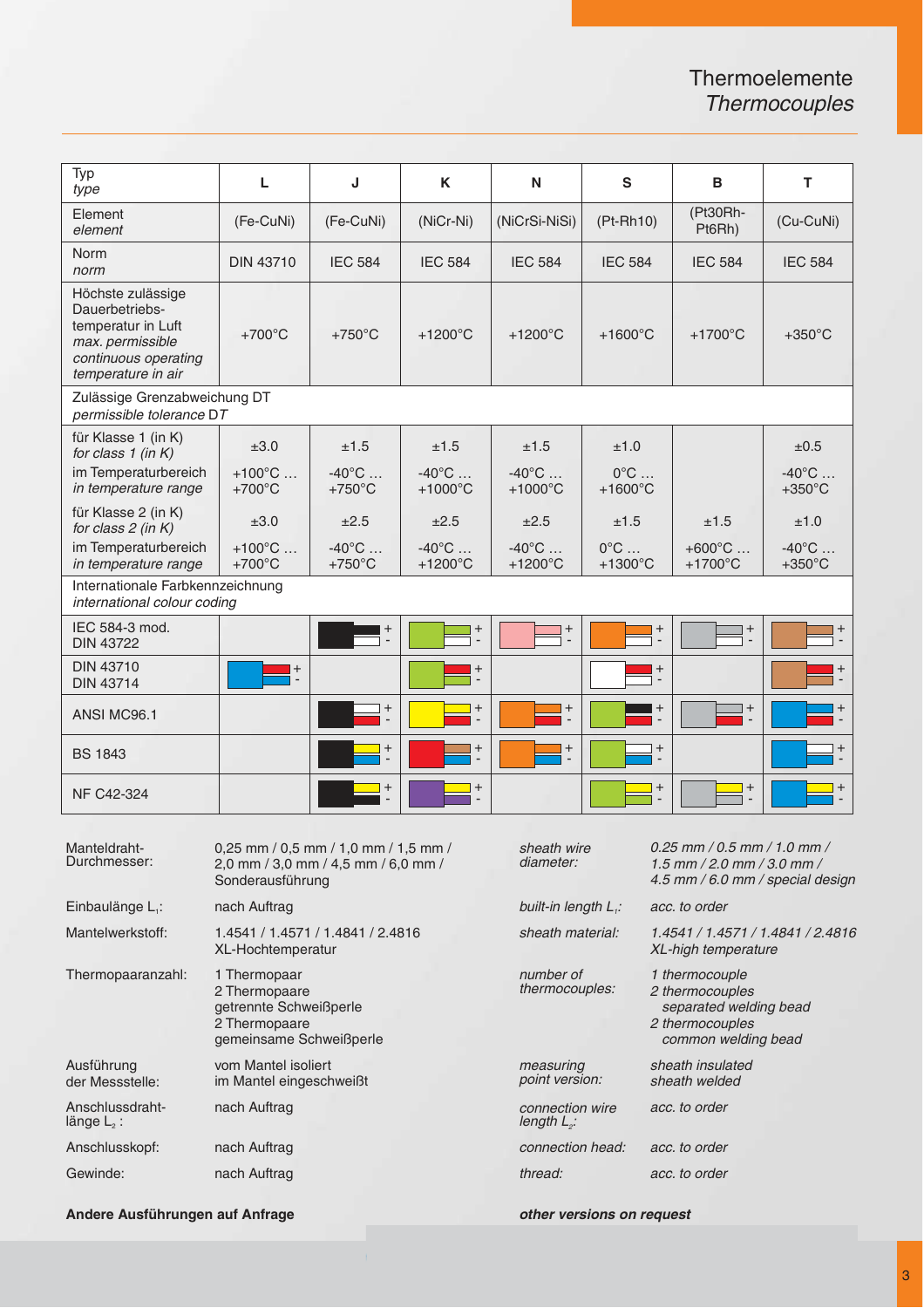# Thermoelemente
## *Thermocouples*

| Typ *type* | L | J | K | N | S | B | T |
|---|---|---|---|---|---|---|---|
| Element *element* | (Fe-CuNi) | (Fe-CuNi) | (NiCr-Ni) | (NiCrSi-NiSi) | (Pt-Rh10) | (Pt30Rh-Pt6Rh) | (Cu-CuNi) |
| Norm *norm* | DIN 43710 | IEC 584 | IEC 584 | IEC 584 | IEC 584 | IEC 584 | IEC 584 |
| Höchste zulässige Dauerbetriebs-temperatur in Luft *max. permissible continuous operating temperature in air* | +700°C | +750°C | +1200°C | +1200°C | +1600°C | +1700°C | +350°C |
| Zulässige Grenzabweichung DT *permissible tolerance DT* | | | | | | | |
| für Klasse 1 (in K) *for class 1 (in K)* | ±3.0 | ±1.5 | ±1.5 | ±1.5 | ±1.0 | | ±0.5 |
| im Temperaturbereich *in temperature range* | +100°C … +700°C | -40°C … +750°C | -40°C … +1000°C | -40°C … +1000°C | 0°C … +1600°C | | -40°C … +350°C |
| für Klasse 2 (in K) *for class 2 (in K)* | ±3.0 | ±2.5 | ±2.5 | ±2.5 | ±1.5 | ±1.5 | ±1.0 |
| im Temperaturbereich *in temperature range* | +100°C … +700°C | -40°C … +750°C | -40°C … +1200°C | -40°C … +1200°C | 0°C … +1300°C | +600°C … +1700°C | -40°C … +350°C |
| Internationale Farbkennzeichnung *international colour coding* | | | | | | | |
| IEC 584-3 mod. DIN 43722 | | + - | + - | + - | + - | + - | + - |
| DIN 43710 DIN 43714 | + - | | + - | | + - | | + - |
| ANSI MC96.1 | | + - | + - | + - | + - | + - | + - |
| BS 1843 | | + - | + - | + - | + - | | + - |
| NF C42-324 | | + - | + - | | + - | + - | + - |

| | | | |
|---|---|---|---|
| Manteldraht-Durchmesser: | 0,25 mm / 0,5 mm / 1,0 mm / 1,5 mm / 2,0 mm / 3,0 mm / 4,5 mm / 6,0 mm / Sonderausführung | *sheath wire diameter:* | *0.25 mm / 0.5 mm / 1.0 mm / 1.5 mm / 2.0 mm / 3.0 mm / 4.5 mm / 6.0 mm / special design* |
| Einbaulänge $L_1$: | nach Auftrag | *built-in length $L_1$:* | *acc. to order* |
| Mantelwerkstoff: | 1.4541 / 1.4571 / 1.4841 / 2.4816 XL-Hochtemperatur | *sheath material:* | *1.4541 / 1.4571 / 1.4841 / 2.4816 XL-high temperature* |
| Thermopaaranzahl: | 1 Thermopaar<br>2 Thermopaare getrennte Schweißperle<br>2 Thermopaare gemeinsame Schweißperle | *number of thermocouples:* | *1 thermocouple*<br>*2 thermocouples separated welding bead*<br>*2 thermocouples common welding bead* |
| Ausführung der Messstelle: | vom Mantel isoliert<br>im Mantel eingeschweißt | *measuring point version:* | *sheath insulated*<br>*sheath welded* |
| Anschlussdraht-länge $L_2$: | nach Auftrag | *connection wire length $L_2$:* | *acc. to order* |
| Anschlusskopf: | nach Auftrag | *connection head:* | *acc. to order* |
| Gewinde: | nach Auftrag | *thread:* | *acc. to order* |

**Andere Ausführungen auf Anfrage**

***other versions on request***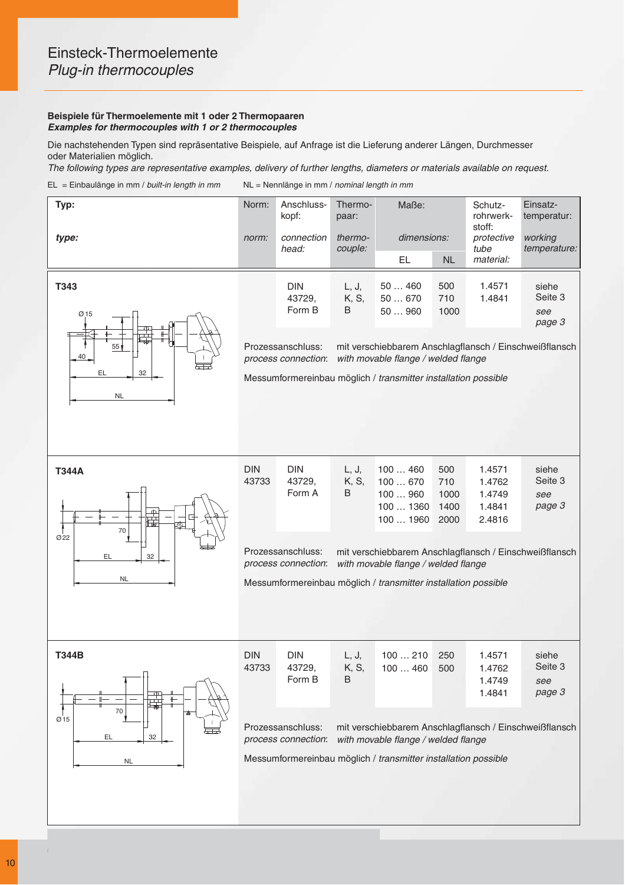# Einsteck-Thermoelemente
## *Plug-in thermocouples*

**Beispiele für Thermoelemente mit 1 oder 2 Thermopaaren**
***Examples for thermocouples with 1 or 2 thermocouples***

Die nachstehenden Typen sind repräsentative Beispiele, auf Anfrage ist die Lieferung anderer Längen, Durchmesser oder Materialien möglich.
*The following types are representative examples, delivery of further lengths, diameters or materials available on request.*

EL = Einbaulänge in mm / *built-in length in mm* NL = Nennlänge in mm / *nominal length in mm*

| Typ: / *type:* | Norm: / *norm:* | Anschlusskopf: / *connection head:* | Thermopaar: / *thermocouple:* | Maße: / *dimensions:* EL | NL | Schutzrohrwerkstoff: / *protective tube material:* | Einsatztemperatur: / *working temperature:* |
|---|---|---|---|---|---|---|---|
| **T343** | | DIN 43729, Form B | L, J, K, S, B | 50 … 460<br>50 … 670<br>50 … 960 | 500<br>710<br>1000 | 1.4571<br>1.4841 | siehe Seite 3<br>*see page 3* |
| **T344A** | DIN 43733 | DIN 43729, Form A | L, J, K, S, B | 100 … 460<br>100 … 670<br>100 … 960<br>100 … 1360<br>100 … 1960 | 500<br>710<br>1000<br>1400<br>2000 | 1.4571<br>1.4762<br>1.4749<br>1.4841<br>2.4816 | siehe Seite 3<br>*see page 3* |
| **T344B** | DIN 43733 | DIN 43729, Form B | L, J, K, S, B | 100 … 210<br>100 … 460 | 250<br>500 | 1.4571<br>1.4762<br>1.4749<br>1.4841 | siehe Seite 3<br>*see page 3* |

**T343** (Ø15, 40, 55, EL, 32, NL)

Prozessanschluss: mit verschiebbarem Anschlagflansch / Einschweißflansch
*process connection: with movable flange / welded flange*

Messumformereinbau möglich / *transmitter installation possible*

**T344A** (Ø22, 70, EL, 32, NL)

Prozessanschluss: mit verschiebbarem Anschlagflansch / Einschweißflansch
*process connection: with movable flange / welded flange*

Messumformereinbau möglich / *transmitter installation possible*

**T344B** (Ø15, 70, EL, 32, NL)

Prozessanschluss: mit verschiebbarem Anschlagflansch / Einschweißflansch
*process connection: with movable flange / welded flange*

Messumformereinbau möglich / *transmitter installation possible*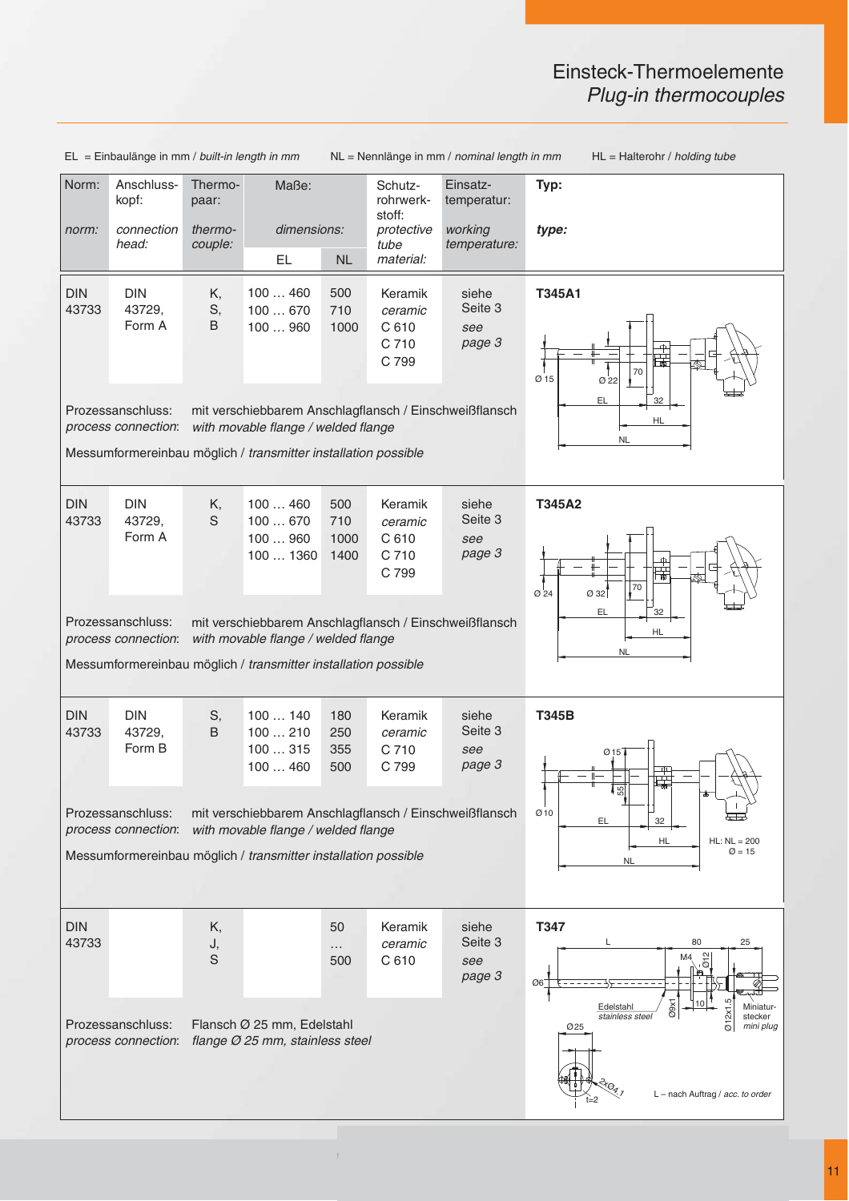# Einsteck-Thermoelemente
## *Plug-in thermocouples*

EL = Einbaulänge in mm / *built-in length in mm* NL = Nennlänge in mm / *nominal length in mm* HL = Halterohr / *holding tube*

| Norm: *norm:* | Anschluss-kopf: *connection head:* | Thermo-paar: *thermo-couple:* | Maße: *dimensions:* EL | NL | Schutz-rohrwerk-stoff: *protective tube material:* | Einsatz-temperatur: *working temperature:* | Typ: *type:* |
|---|---|---|---|---|---|---|---|
| DIN 43733 | DIN 43729, Form A | K, S, B | 100 … 460<br>100 … 670<br>100 … 960 | 500<br>710<br>1000 | Keramik *ceramic* C 610 C 710 C 799 | siehe Seite 3 *see page 3* | **T345A1** |
| Prozessanschluss: *process connection:* | mit verschiebbarem Anschlagflansch / Einschweißflansch *with movable flange / welded flange* | | | | | | |
| Messumformereinbau möglich / *transmitter installation possible* | | | | | | | |
| DIN 43733 | DIN 43729, Form A | K, S | 100 … 460<br>100 … 670<br>100 … 960<br>100 … 1360 | 500<br>710<br>1000<br>1400 | Keramik *ceramic* C 610 C 710 C 799 | siehe Seite 3 *see page 3* | **T345A2** |
| Prozessanschluss: *process connection:* | mit verschiebbarem Anschlagflansch / Einschweißflansch *with movable flange / welded flange* | | | | | | |
| Messumformereinbau möglich / *transmitter installation possible* | | | | | | | |
| DIN 43733 | DIN 43729, Form B | S, B | 100 … 140<br>100 … 210<br>100 … 315<br>100 … 460 | 180<br>250<br>355<br>500 | Keramik *ceramic* C 710 C 799 | siehe Seite 3 *see page 3* | **T345B** |
| Prozessanschluss: *process connection:* | mit verschiebbarem Anschlagflansch / Einschweißflansch *with movable flange / welded flange* | | | | | | |
| Messumformereinbau möglich / *transmitter installation possible* | | | | | | | |
| DIN 43733 | | K, J, S | | 50 … 500 | Keramik *ceramic* C 610 | siehe Seite 3 *see page 3* | **T347** |
| Prozessanschluss: *process connection:* | Flansch Ø 25 mm, Edelstahl *flange Ø 25 mm, stainless steel* | | | | | | |

T345A1: Ø 15, Ø 22, 70, EL, 32, HL, NL

T345A2: Ø 24, Ø 32, 70, EL, 32, HL, NL

T345B: Ø 15, 55, Ø 10, EL, 32, HL, NL, HL: NL = 200, Ø = 15

T347: L, 80, 25, M4, Ø12, Ø6, Edelstahl *stainless steel*, Ø9x1, 10, Ø12x1.5, Miniaturstecker *mini plug*, Ø25, 2xØ4,1, t=2, L – nach Auftrag / *acc. to order*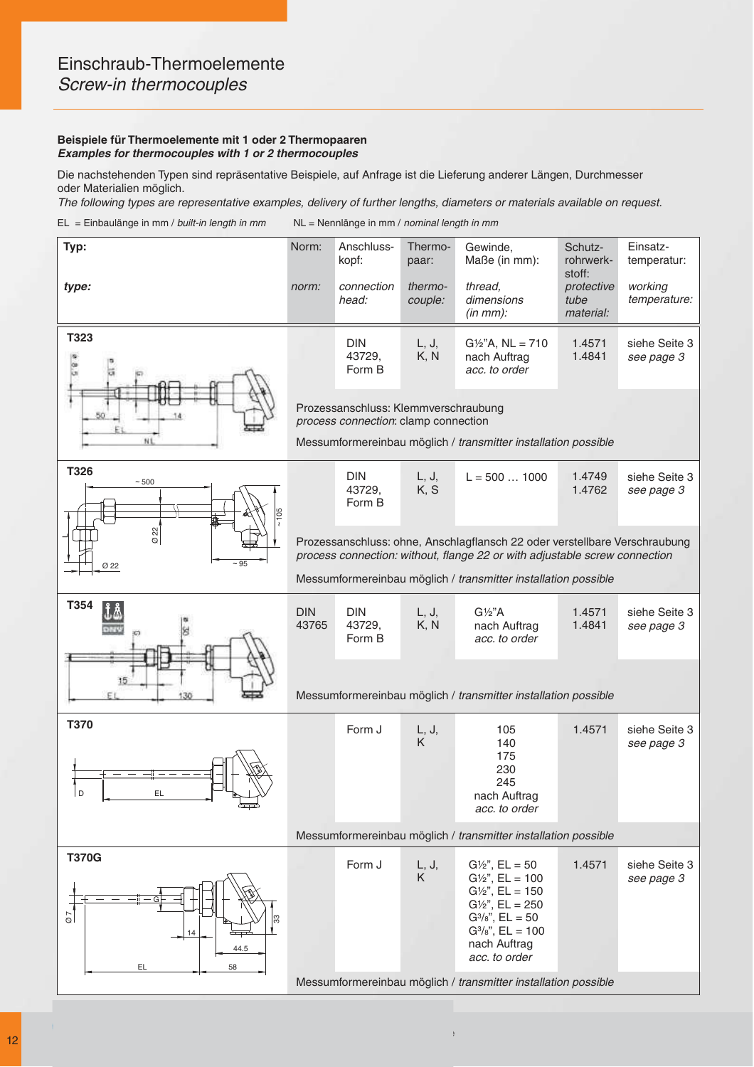# Einschraub-Thermoelemente
*Screw-in thermocouples*

**Beispiele für Thermoelemente mit 1 oder 2 Thermopaaren**
***Examples for thermocouples with 1 or 2 thermocouples***

Die nachstehenden Typen sind repräsentative Beispiele, auf Anfrage ist die Lieferung anderer Längen, Durchmesser oder Materialien möglich.
*The following types are representative examples, delivery of further lengths, diameters or materials available on request.*

EL = Einbaulänge in mm / *built-in length in mm* NL = Nennlänge in mm / *nominal length in mm*

| Typ: / *type:* | Norm: / *norm:* | Anschlusskopf: / *connection head:* | Thermopaar: / *thermocouple:* | Gewinde, Maße (in mm): / *thread, dimensions (in mm):* | Schutzrohrwerkstoff: / *protective tube material:* | Einsatztemperatur: / *working temperature:* |
|---|---|---|---|---|---|---|
| **T323** | | DIN 43729, Form B | L, J, K, N | G½"A, NL = 710 nach Auftrag *acc. to order* | 1.4571 1.4841 | siehe Seite 3 *see page 3* |
| | Prozessanschluss: Klemmverschraubung *process connection*: clamp connection<br>Messumformereinbau möglich / *transmitter installation possible* | | | | | |
| **T326** | | DIN 43729, Form B | L, J, K, S | L = 500 … 1000 | 1.4749 1.4762 | siehe Seite 3 *see page 3* |
| | Prozessanschluss: ohne, Anschlagflansch 22 oder verstellbare Verschraubung *process connection: without, flange 22 or with adjustable screw connection*<br>Messumformereinbau möglich / *transmitter installation possible* | | | | | |
| **T354** | DIN 43765 | DIN 43729, Form B | L, J, K, N | G½"A nach Auftrag *acc. to order* | 1.4571 1.4841 | siehe Seite 3 *see page 3* |
| | Messumformereinbau möglich / *transmitter installation possible* | | | | | |
| **T370** | | Form J | L, J, K | 105 140 175 230 245 nach Auftrag *acc. to order* | 1.4571 | siehe Seite 3 *see page 3* |
| | Messumformereinbau möglich / *transmitter installation possible* | | | | | |
| **T370G** | | Form J | L, J, K | G½", EL = 50 G½", EL = 100 G½", EL = 150 G½", EL = 250 G3/8", EL = 50 G3/8", EL = 100 nach Auftrag *acc. to order* | 1.4571 | siehe Seite 3 *see page 3* |
| | Messumformereinbau möglich / *transmitter installation possible* | | | | | |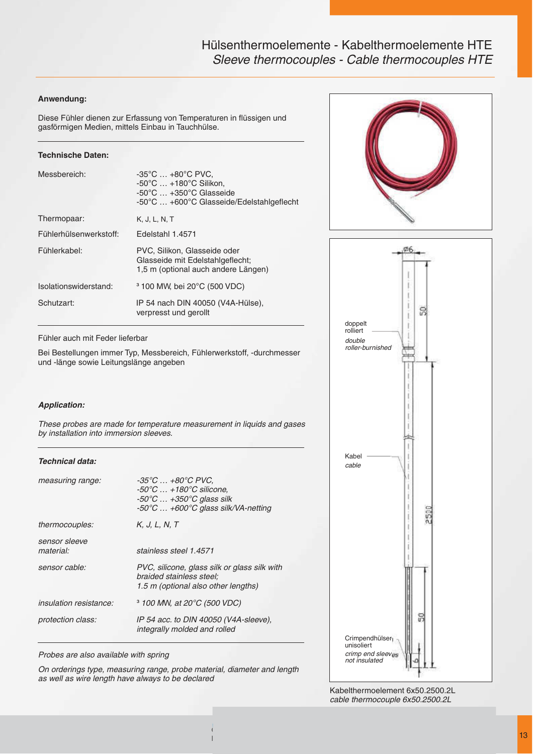# Hülsenthermoelemente - Kabelthermoelemente HTE
*Sleeve thermocouples - Cable thermocouples HTE*

**Anwendung:**

Diese Fühler dienen zur Erfassung von Temperaturen in flüssigen und gasförmigen Medien, mittels Einbau in Tauchhülse.

**Technische Daten:**

| | |
|---|---|
| Messbereich: | -35°C … +80°C PVC,<br>-50°C … +180°C Silikon,<br>-50°C … +350°C Glasseide<br>-50°C … +600°C Glasseide/Edelstahlgeflecht |
| Thermopaar: | K, J, L, N, T |
| Fühlerhülsenwerkstoff: | Edelstahl 1.4571 |
| Fühlerkabel: | PVC, Silikon, Glasseide oder Glasseide mit Edelstahlgeflecht;<br>1,5 m (optional auch andere Längen) |
| Isolationswiderstand: | ³ 100 MW, bei 20°C (500 VDC) |
| Schutzart: | IP 54 nach DIN 40050 (V4A-Hülse), verpresst und gerollt |

Fühler auch mit Feder lieferbar

Bei Bestellungen immer Typ, Messbereich, Fühlerwerkstoff, -durchmesser und -länge sowie Leitungslänge angeben

***Application:***

*These probes are made for temperature measurement in liquids and gases by installation into immersion sleeves.*

***Technical data:***

| | |
|---|---|
| *measuring range:* | *-35°C … +80°C PVC,*<br>*-50°C … +180°C silicone,*<br>*-50°C … +350°C glass silk*<br>*-50°C … +600°C glass silk/VA-netting* |
| *thermocouples:* | *K, J, L, N, T* |
| *sensor sleeve material:* | *stainless steel 1.4571* |
| *sensor cable:* | *PVC, silicone, glass silk or glass silk with braided stainless steel;*<br>*1.5 m (optional also other lengths)* |
| *insulation resistance:* | *³ 100 MW, at 20°C (500 VDC)* |
| *protection class:* | *IP 54 acc. to DIN 40050 (V4A-sleeve), integrally molded and rolled* |

*Probes are also available with spring*

*On orderings type, measuring range, probe material, diameter and length as well as wire length have always to be declared*

Ø6

50

doppelt rolliert
*double roller-burnished*

Kabel
*cable*

2500

50

Crimpendhülsen unisoliert
*crimp end sleeves not insulated*

6

Kabelthermoelement 6x50.2500.2L
*cable thermocouple 6x50.2500.2L*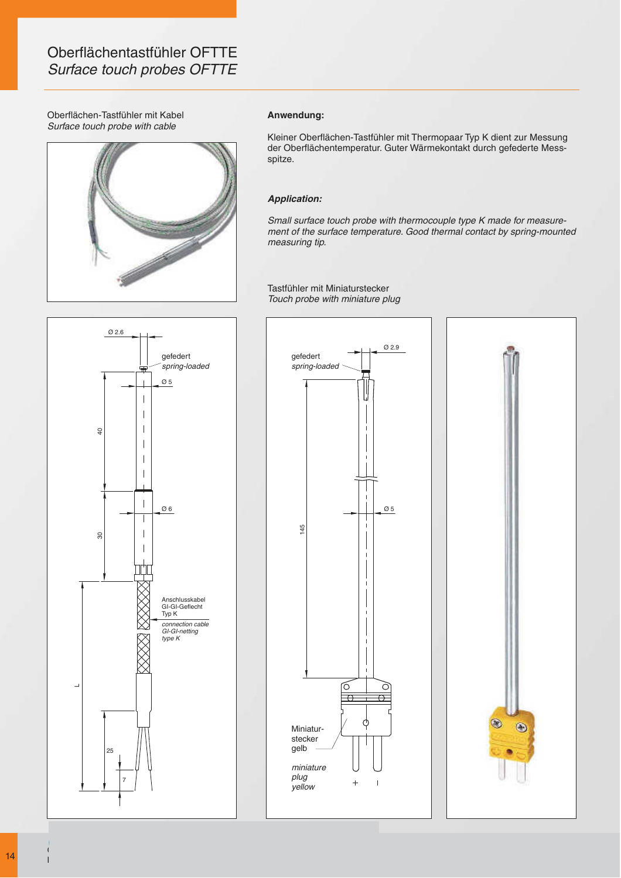# Oberflächentastfühler OFTTE
## *Surface touch probes OFTTE*

Oberflächen-Tastfühler mit Kabel
*Surface touch probe with cable*

Ø 2.6

gefedert
*spring-loaded*

Ø 5

40

Ø 6

30

Anschlusskabel
Gl-Gl-Geflecht
Typ K

*connection cable*
*Gl-Gl-netting*
*type K*

L

25

7

**Anwendung:**

Kleiner Oberflächen-Tastfühler mit Thermopaar Typ K dient zur Messung der Oberflächentemperatur. Guter Wärmekontakt durch gefederte Messspitze.

***Application:***

*Small surface touch probe with thermocouple type K made for measurement of the surface temperature. Good thermal contact by spring-mounted measuring tip.*

Tastfühler mit Miniaturstecker
*Touch probe with miniature plug*

gefedert
*spring-loaded*

Ø 2.9

145

Ø 5

Miniatur-
stecker
gelb

*miniature*
*plug*
*yellow*

+ I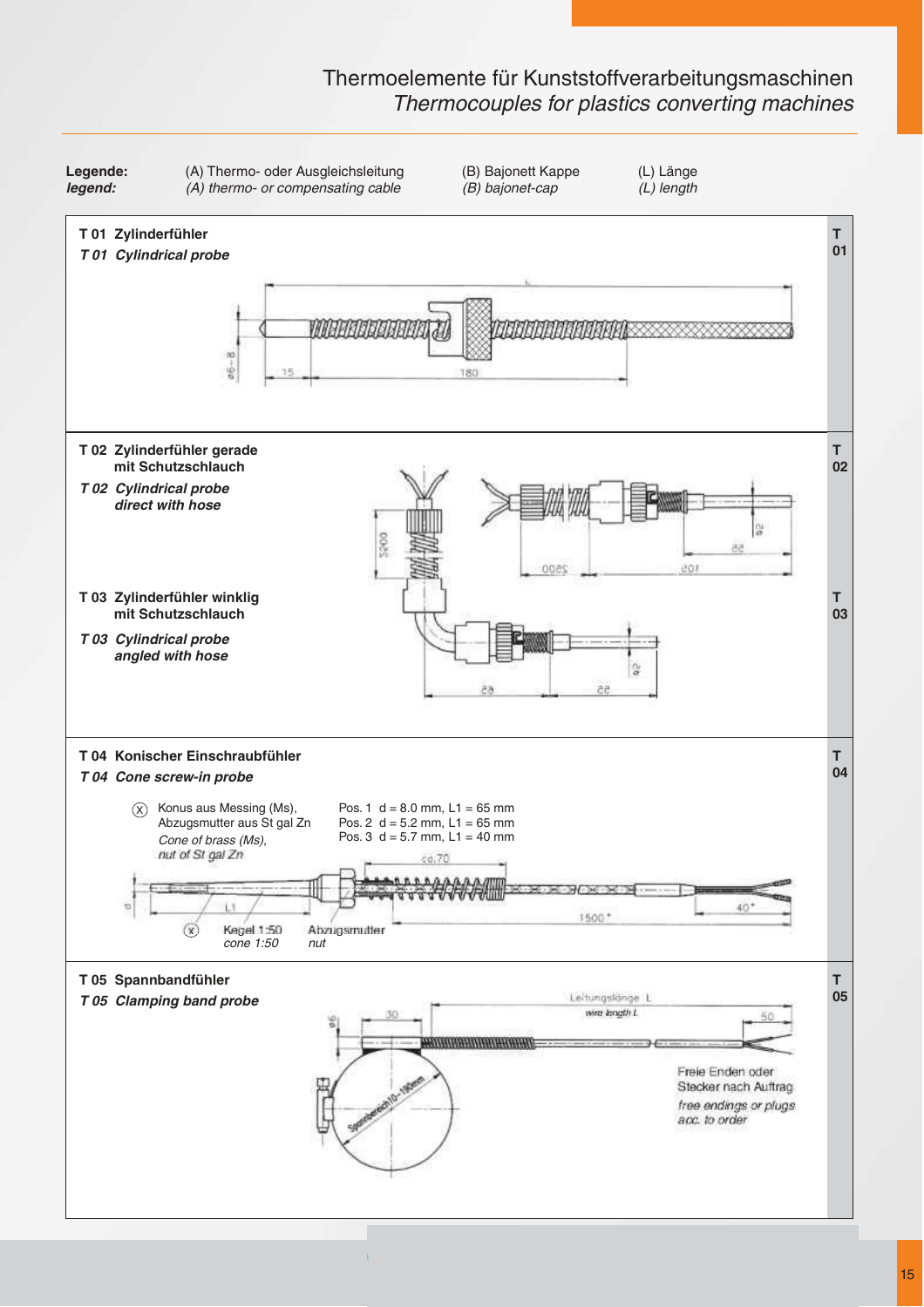# Thermoelemente für Kunststoffverarbeitungsmaschinen
## *Thermocouples for plastics converting machines*

**Legende:** (A) Thermo- oder Ausgleichsleitung (B) Bajonett Kappe (L) Länge
***legend:*** *(A) thermo- or compensating cable* *(B) bajonet-cap* *(L) length*

### T 01 Zylinderfühler
### *T 01 Cylindrical probe*

L

ø6–8 15 180

### T 02 Zylinderfühler gerade mit Schutzschlauch
### *T 02 Cylindrical probe direct with hose*

2500 105 35 ø2

### T 03 Zylinderfühler winklig mit Schutzschlauch
### *T 03 Cylindrical probe angled with hose*

2500 65 35 ø2

### T 04 Konischer Einschraubfühler
### *T 04 Cone screw-in probe*

Ⓧ Konus aus Messing (Ms), Abzugsmutter aus St gal Zn
*Cone of brass (Ms), nut of St gal Zn*

Pos. 1 d = 8.0 mm, L1 = 65 mm
Pos. 2 d = 5.2 mm, L1 = 65 mm
Pos. 3 d = 5.7 mm, L1 = 40 mm

d L1 ca.70 1500* 40*

Ⓧ Kegel 1:50 *cone 1:50* Abzugsmutter *nut*

### T 05 Spannbandfühler
### *T 05 Clamping band probe*

ø6 30 Leitungslänge L *wire length L* 50

Spannbereich 10–190mm

Freie Enden oder Stecker nach Auftrag
*free endings or plugs acc. to order*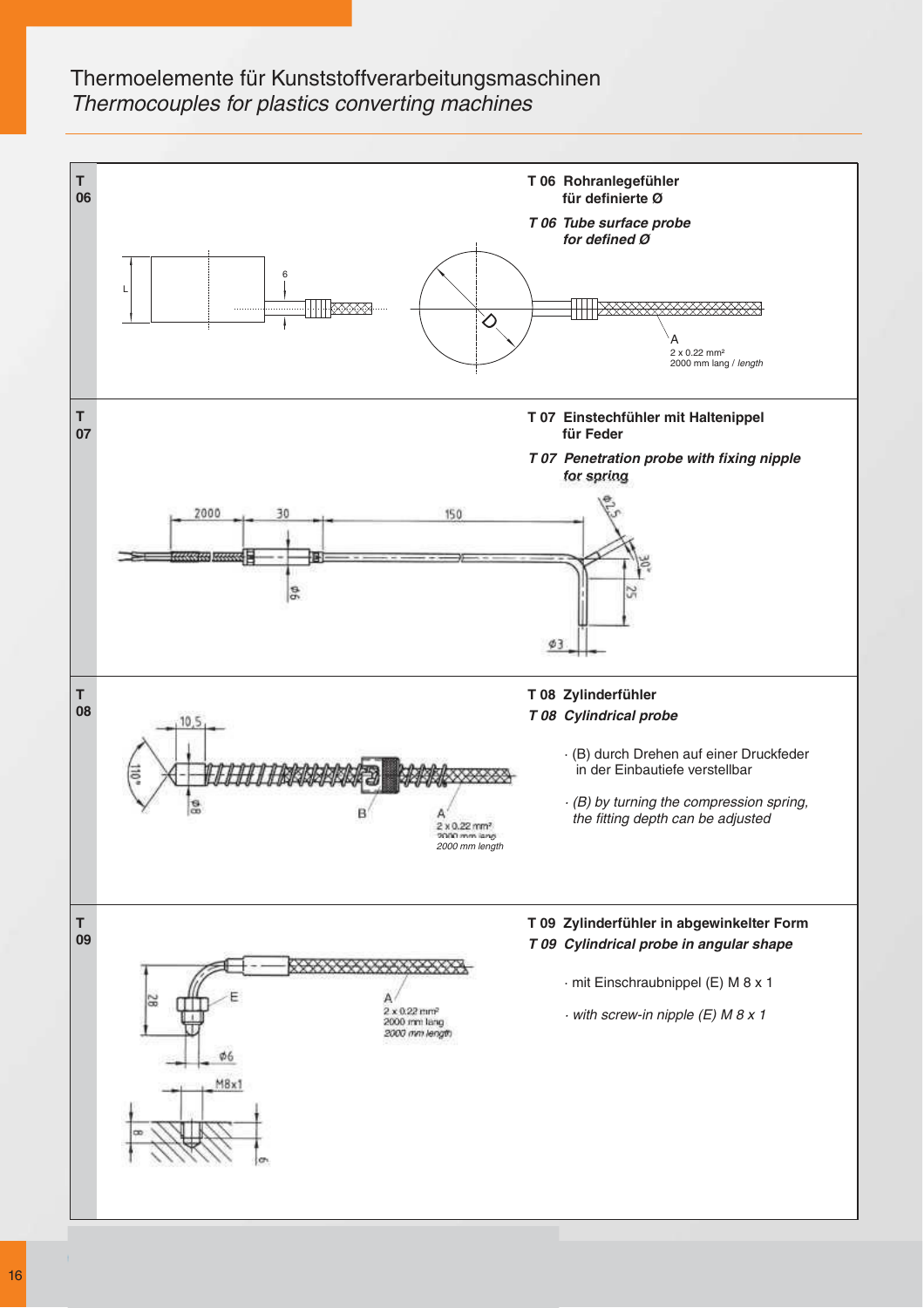# Thermoelemente für Kunststoffverarbeitungsmaschinen
*Thermocouples for plastics converting machines*

## T 06

**T 06 Rohranlegefühler für definierte Ø**

***T 06 Tube surface probe for defined Ø***

L

6

D

A
2 x 0.22 mm²
2000 mm lang / *length*

## T 07

**T 07 Einstechfühler mit Haltenippel für Feder**

***T 07 Penetration probe with fixing nipple for spring***

2000 30 150

ø2,5

30°

25

ø6

ø3

## T 08

**T 08 Zylinderfühler**

***T 08 Cylindrical probe***

· (B) durch Drehen auf einer Druckfeder in der Einbautiefe verstellbar

· *(B) by turning the compression spring, the fitting depth can be adjusted*

10,5

110°

ø8

B

A
2 x 0.22 mm²
2000 mm lang
*2000 mm length*

## T 09

**T 09 Zylinderfühler in abgewinkelter Form**

***T 09 Cylindrical probe in angular shape***

· mit Einschraubnippel (E) M 8 x 1

· *with screw-in nipple (E) M 8 x 1*

28

E

A
2 x 0.22 mm²
2000 mm lang
*2000 mm length*

ø6

M8x1

8

6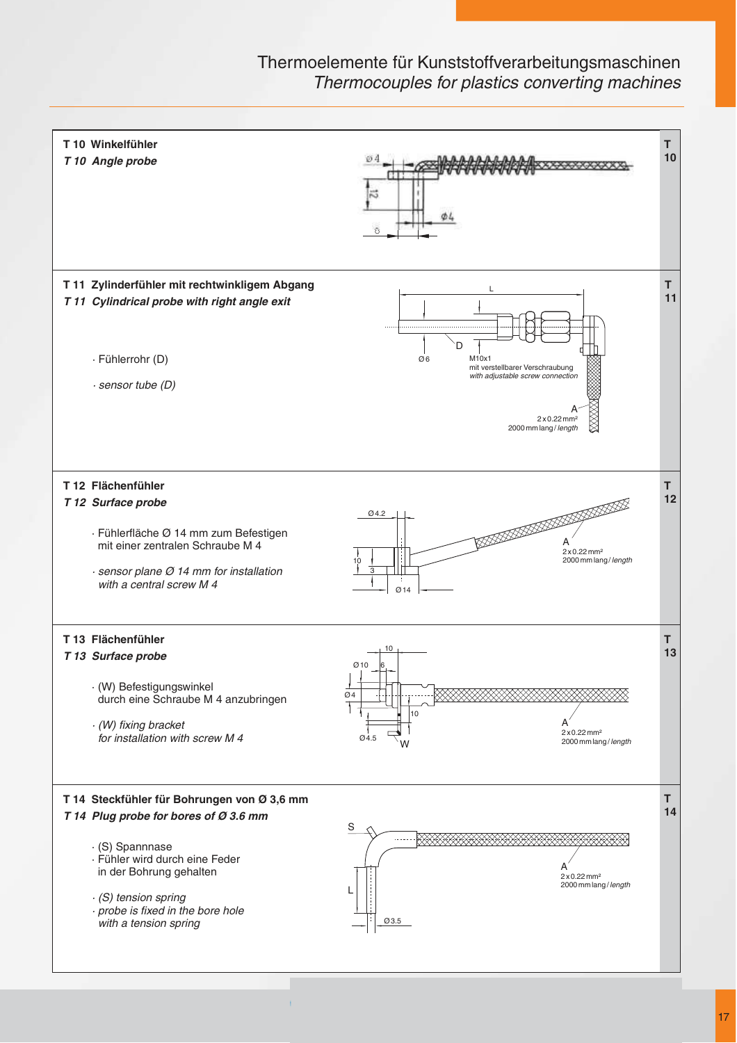# Thermoelemente für Kunststoffverarbeitungsmaschinen
*Thermocouples for plastics converting machines*

## T 10 Winkelfühler
***T 10 Angle probe***

Ø 4

12

Ø4

8

## T 11 Zylinderfühler mit rechtwinkligem Abgang
***T 11 Cylindrical probe with right angle exit***

- Fühlerrohr (D)
- *sensor tube (D)*

L

D

Ø 6

M10x1
mit verstellbarer Verschraubung
*with adjustable screw connection*

A
2 x 0.22 mm²
2000 mm lang / *length*

## T 12 Flächenfühler
***T 12 Surface probe***

- Fühlerfläche Ø 14 mm zum Befestigen mit einer zentralen Schraube M 4
- *sensor plane Ø 14 mm for installation with a central screw M 4*

Ø 4.2

10

3

Ø 14

A
2 x 0.22 mm²
2000 mm lang / *length*

## T 13 Flächenfühler
***T 13 Surface probe***

- (W) Befestigungswinkel durch eine Schraube M 4 anzubringen
- *(W) fixing bracket for installation with screw M 4*

10

Ø 10

6

Ø 4

10

Ø 4.5

W

A
2 x 0.22 mm²
2000 mm lang / *length*

## T 14 Steckfühler für Bohrungen von Ø 3,6 mm
***T 14 Plug probe for bores of Ø 3.6 mm***

- (S) Spannnase
- Fühler wird durch eine Feder in der Bohrung gehalten
- *(S) tension spring*
- *probe is fixed in the bore hole with a tension spring*

S

L

Ø 3.5

A
2 x 0.22 mm²
2000 mm lang / *length*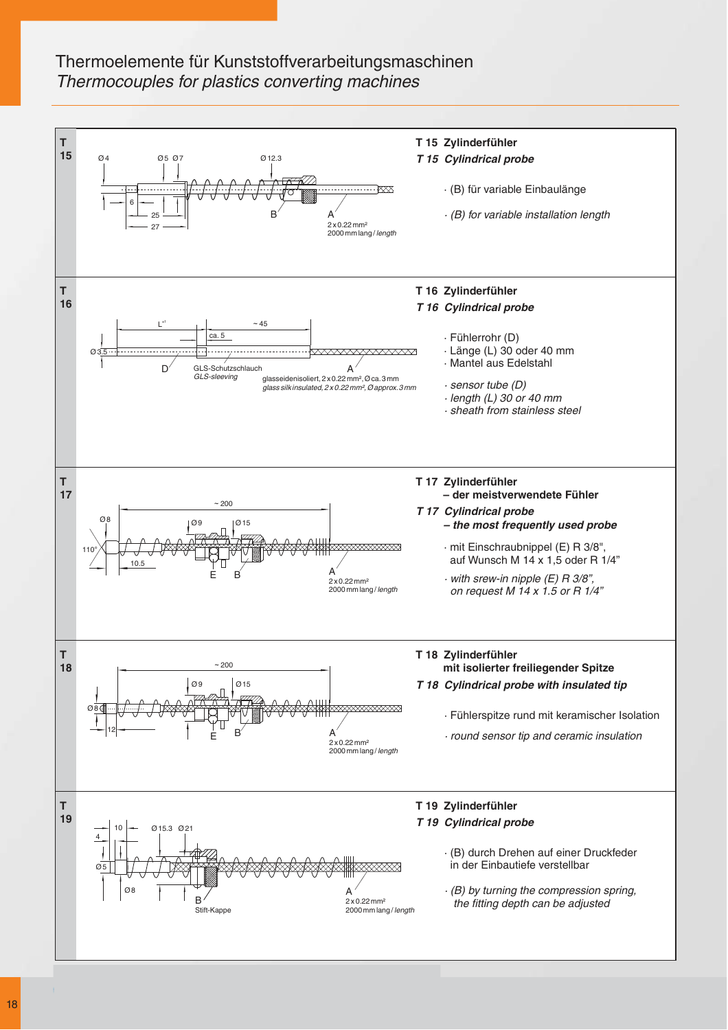# Thermoelemente für Kunststoffverarbeitungsmaschinen
*Thermocouples for plastics converting machines*

## T 15

Ø 4 Ø 5 Ø 7 Ø 12.3

6 25 27

B A

2 x 0.22 mm²
2000 mm lang / *length*

**T 15 Zylinderfühler**
***T 15 Cylindrical probe***

- (B) für variable Einbaulänge
- *(B) for variable installation length*

## T 16

L⁺¹ ~ 45 ca. 5

Ø 3.5

D GLS-Schutzschlauch
*GLS-sleeving*

A glasseidenisoliert, 2 x 0.22 mm², Ø ca. 3 mm
*glass silk insulated, 2 x 0.22 mm², Ø approx. 3 mm*

**T 16 Zylinderfühler**
***T 16 Cylindrical probe***

- Fühlerrohr (D)
- Länge (L) 30 oder 40 mm
- Mantel aus Edelstahl

- *sensor tube (D)*
- *length (L) 30 or 40 mm*
- *sheath from stainless steel*

## T 17

~ 200

Ø 8 Ø 9 Ø 15

110° 10.5

E B A

2 x 0.22 mm²
2000 mm lang / *length*

**T 17 Zylinderfühler**
**– der meistverwendete Fühler**
***T 17 Cylindrical probe***
***– the most frequently used probe***

- mit Einschraubnippel (E) R 3/8", auf Wunsch M 14 x 1,5 oder R 1/4"
- *with srew-in nipple (E) R 3/8", on request M 14 x 1.5 or R 1/4"*

## T 18

~ 200

Ø 9 Ø 15

Ø 8

12

E B A

2 x 0.22 mm²
2000 mm lang / *length*

**T 18 Zylinderfühler**
**mit isolierter freiliegender Spitze**
***T 18 Cylindrical probe with insulated tip***

- Fühlerspitze rund mit keramischer Isolation
- *round sensor tip and ceramic insulation*

## T 19

10 4 Ø 15.3 Ø 21

Ø 5

Ø 8

B Stift-Kappe

A

2 x 0.22 mm²
2000 mm lang / *length*

**T 19 Zylinderfühler**
***T 19 Cylindrical probe***

- (B) durch Drehen auf einer Druckfeder in der Einbautiefe verstellbar
- *(B) by turning the compression spring, the fitting depth can be adjusted*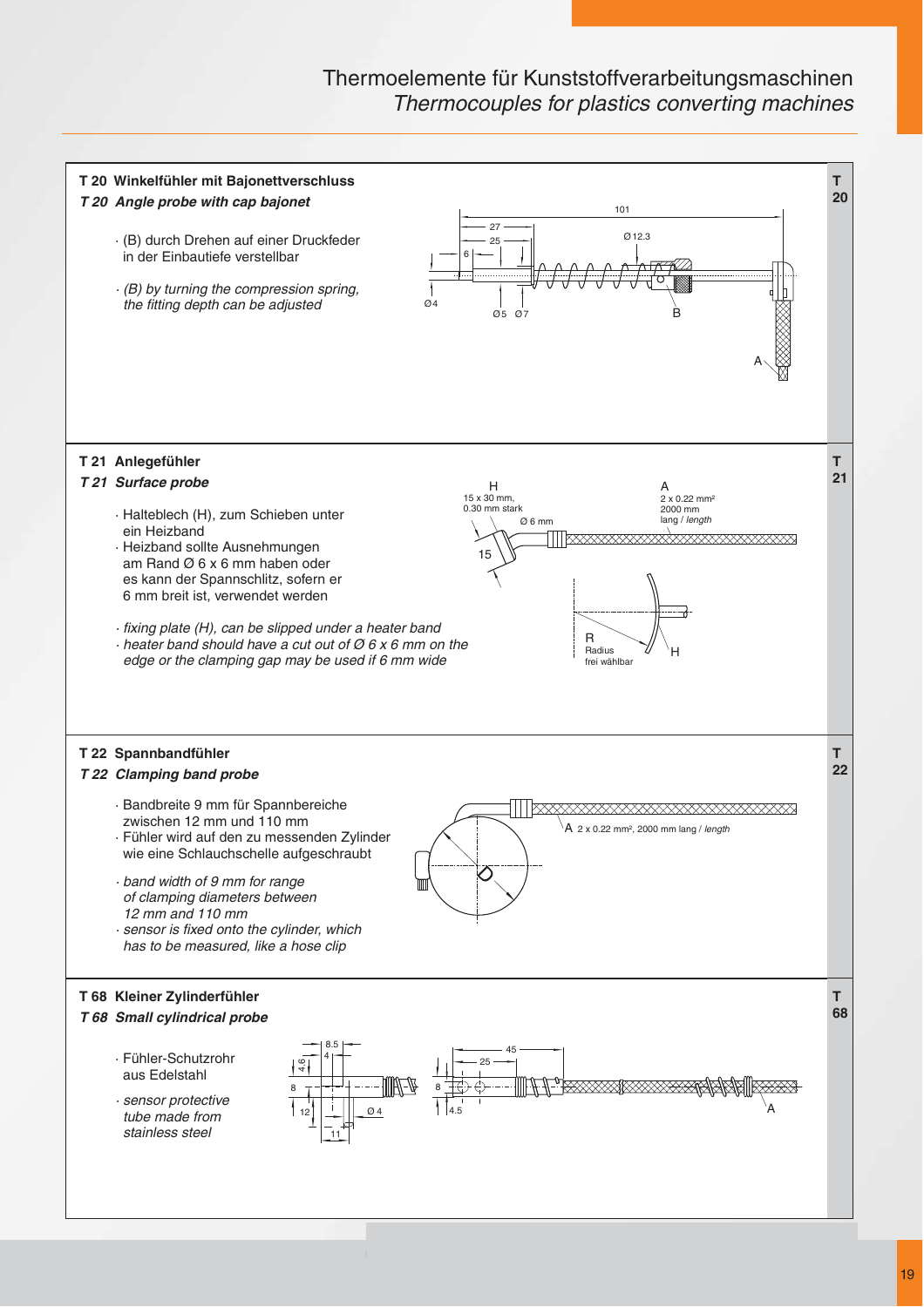# Thermoelemente für Kunststoffverarbeitungsmaschinen
*Thermocouples for plastics converting machines*

## T 20 Winkelfühler mit Bajonettverschluss
### *T 20 Angle probe with cap bajonet*

- (B) durch Drehen auf einer Druckfeder in der Einbautiefe verstellbar

- *(B) by turning the compression spring, the fitting depth can be adjusted*

## T 21 Anlegefühler
### *T 21 Surface probe*

- Halteblech (H), zum Schieben unter ein Heizband
- Heizband sollte Ausnehmungen am Rand Ø 6 x 6 mm haben oder es kann der Spannschlitz, sofern er 6 mm breit ist, verwendet werden

- *fixing plate (H), can be slipped under a heater band*
- *heater band should have a cut out of Ø 6 x 6 mm on the edge or the clamping gap may be used if 6 mm wide*

H: 15 x 30 mm, 0.30 mm stark

A: 2 x 0.22 mm², 2000 mm lang / *length*

R: Radius frei wählbar

## T 22 Spannbandfühler
### *T 22 Clamping band probe*

- Bandbreite 9 mm für Spannbereiche zwischen 12 mm und 110 mm
- Fühler wird auf den zu messenden Zylinder wie eine Schlauchschelle aufgeschraubt

- *band width of 9 mm for range of clamping diameters between 12 mm and 110 mm*
- *sensor is fixed onto the cylinder, which has to be measured, like a hose clip*

A: 2 x 0.22 mm², 2000 mm lang / *length*

## T 68 Kleiner Zylinderfühler
### *T 68 Small cylindrical probe*

- Fühler-Schutzrohr aus Edelstahl

- *sensor protective tube made from stainless steel*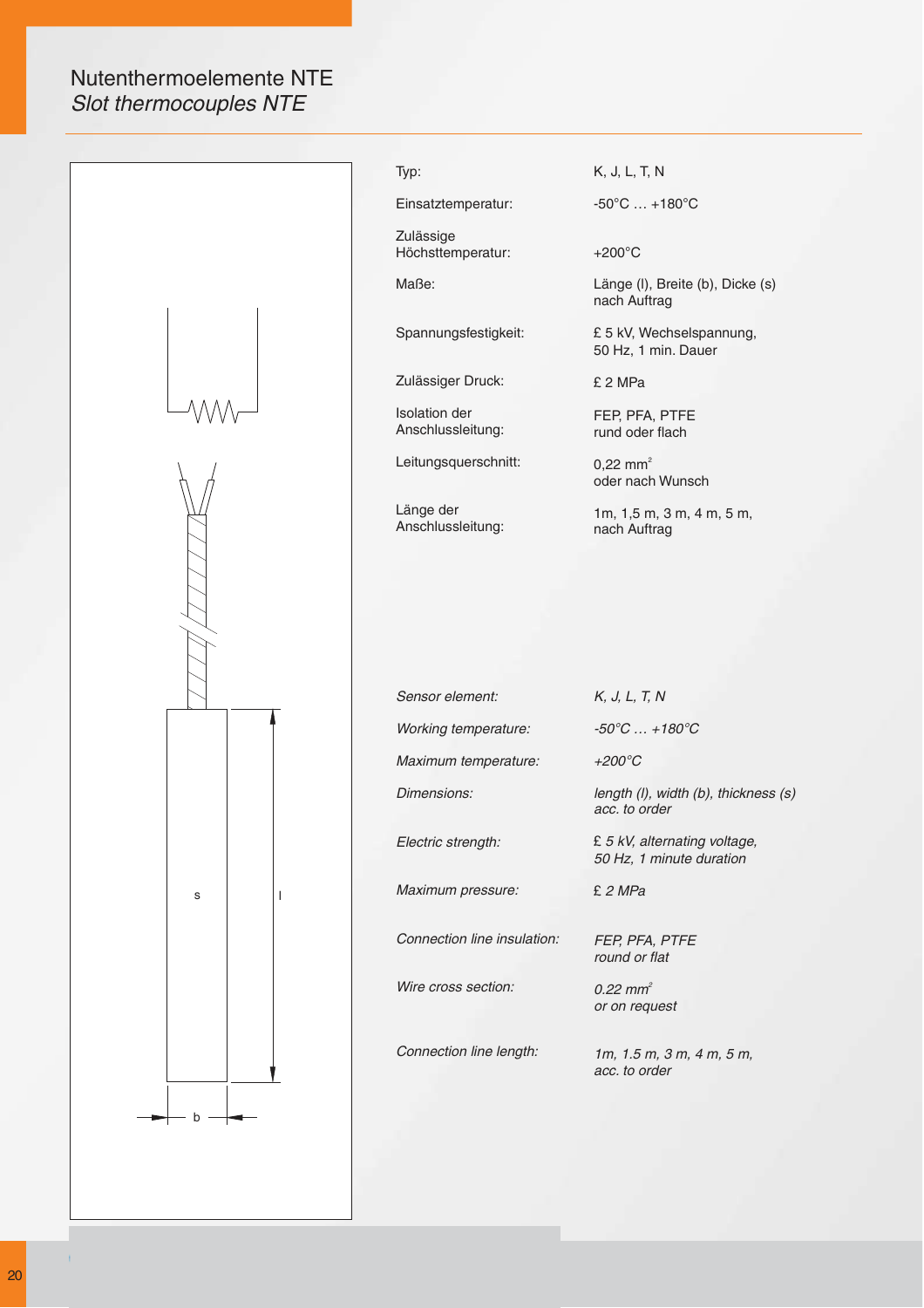# Nutenthermoelemente NTE
## *Slot thermocouples NTE*

| | |
|---|---|
| Typ: | K, J, L, T, N |
| Einsatztemperatur: | -50°C … +180°C |
| Zulässige Höchsttemperatur: | +200°C |
| Maße: | Länge (l), Breite (b), Dicke (s) nach Auftrag |
| Spannungsfestigkeit: | £ 5 kV, Wechselspannung, 50 Hz, 1 min. Dauer |
| Zulässiger Druck: | £ 2 MPa |
| Isolation der Anschlussleitung: | FEP, PFA, PTFE rund oder flach |
| Leitungsquerschnitt: | 0,22 mm² oder nach Wunsch |
| Länge der Anschlussleitung: | 1m, 1,5 m, 3 m, 4 m, 5 m, nach Auftrag |

| | |
|---|---|
| *Sensor element:* | *K, J, L, T, N* |
| *Working temperature:* | *-50°C … +180°C* |
| *Maximum temperature:* | *+200°C* |
| *Dimensions:* | *length (l), width (b), thickness (s) acc. to order* |
| *Electric strength:* | *£ 5 kV, alternating voltage, 50 Hz, 1 minute duration* |
| *Maximum pressure:* | *£ 2 MPa* |
| *Connection line insulation:* | *FEP, PFA, PTFE round or flat* |
| *Wire cross section:* | *0.22 mm² or on request* |
| *Connection line length:* | *1m, 1.5 m, 3 m, 4 m, 5 m, acc. to order* |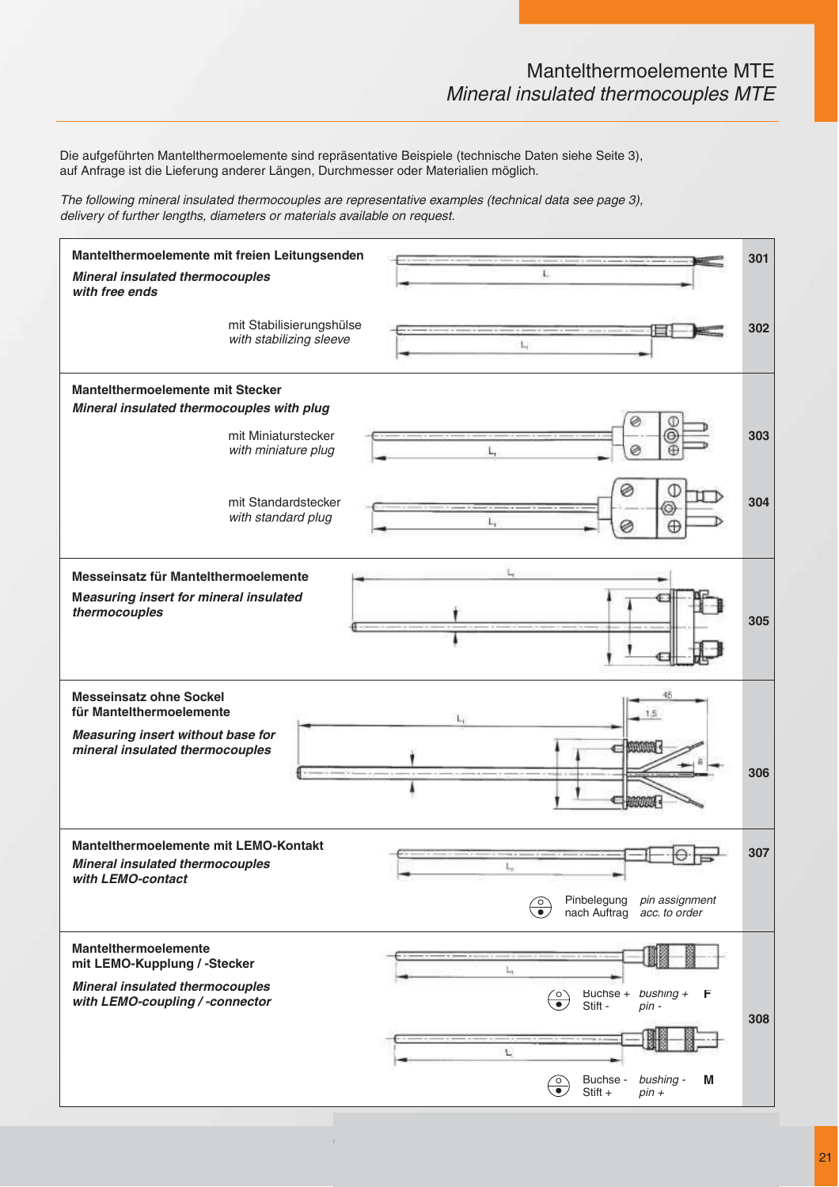# Mantelthermoelemente MTE
*Mineral insulated thermocouples MTE*

Die aufgeführten Mantelthermoelemente sind repräsentative Beispiele (technische Daten siehe Seite 3), auf Anfrage ist die Lieferung anderer Längen, Durchmesser oder Materialien möglich.

*The following mineral insulated thermocouples are representative examples (technical data see page 3), delivery of further lengths, diameters or materials available on request.*

**Mantelthermoelemente mit freien Leitungsenden**
***Mineral insulated thermocouples with free ends***

L — **301**

mit Stabilisierungshülse
*with stabilizing sleeve*

$L_1$ — **302**

**Mantelthermoelemente mit Stecker**
***Mineral insulated thermocouples with plug***

mit Miniaturstecker
*with miniature plug*

$L_1$ — **303**

mit Standardstecker
*with standard plug*

$L_1$ — **304**

**Messeinsatz für Mantelthermoelemente**
***Measuring insert for mineral insulated thermocouples***

$L_1$ — **305**

**Messeinsatz ohne Sockel für Mantelthermoelemente**
***Measuring insert without base for mineral insulated thermocouples***

$L_1$, 45, 1,5, 8 — **306**

**Mantelthermoelemente mit LEMO-Kontakt**
***Mineral insulated thermocouples with LEMO-contact***

$L_1$ — **307**

Pinbelegung nach Auftrag — *pin assignment acc. to order*

**Mantelthermoelemente mit LEMO-Kupplung / -Stecker**
***Mineral insulated thermocouples with LEMO-coupling / -connector***

$L_1$ — **308**

Buchse + *bushing +* / Stift - *pin -* — **F**

$L_1$

Buchse - *bushing -* / Stift + *pin +* — **M**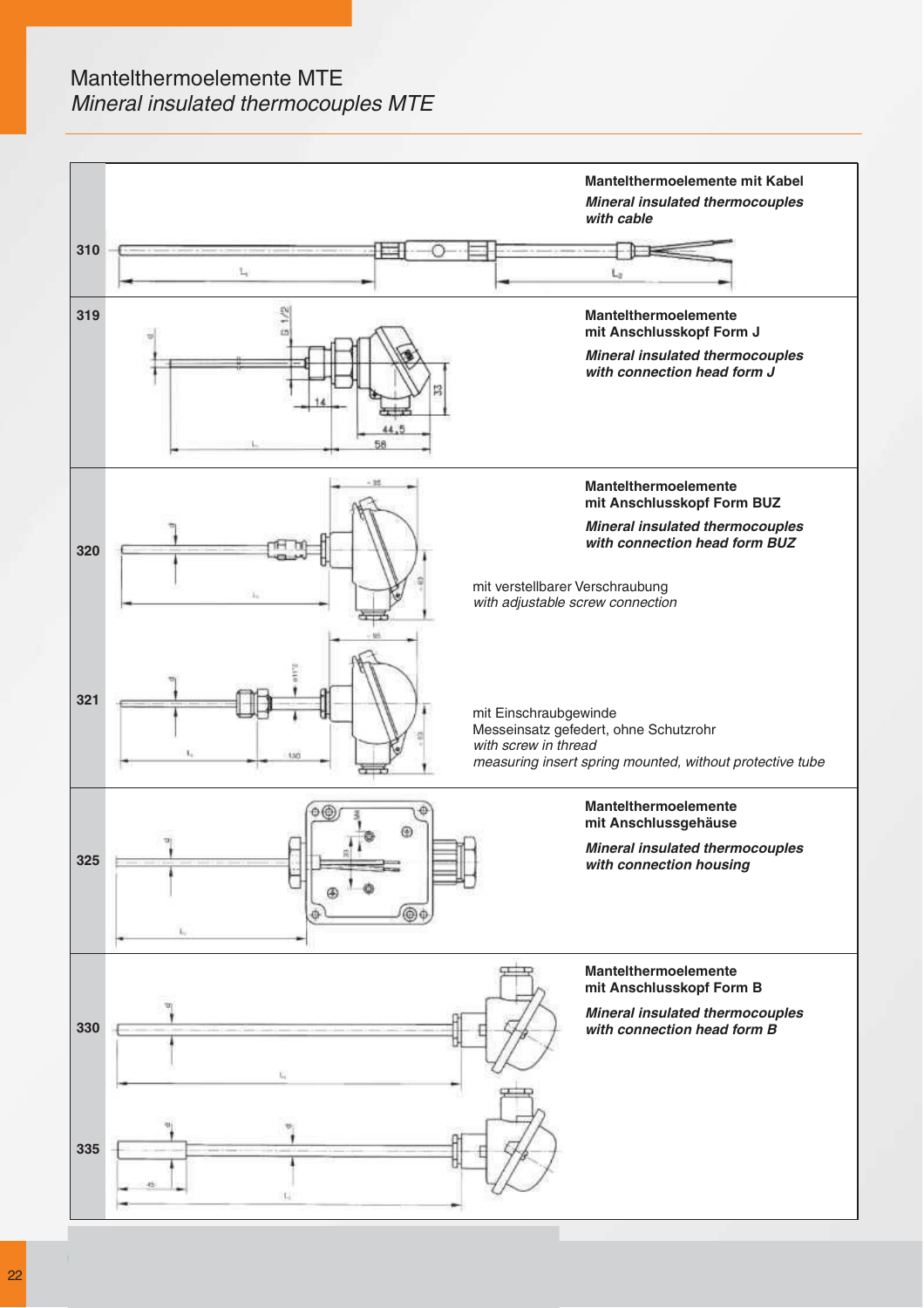# Mantelthermoelemente MTE

*Mineral insulated thermocouples MTE*

**310**

**Mantelthermoelemente mit Kabel**

***Mineral insulated thermocouples with cable***

**319**

**Mantelthermoelemente mit Anschlusskopf Form J**

***Mineral insulated thermocouples with connection head form J***

**320**

**Mantelthermoelemente mit Anschlusskopf Form BUZ**

***Mineral insulated thermocouples with connection head form BUZ***

mit verstellbarer Verschraubung
*with adjustable screw connection*

**321**

mit Einschraubgewinde
Messeinsatz gefedert, ohne Schutzrohr
*with screw in thread*
*measuring insert spring mounted, without protective tube*

**325**

**Mantelthermoelemente mit Anschlussgehäuse**

***Mineral insulated thermocouples with connection housing***

**330**

**Mantelthermoelemente mit Anschlusskopf Form B**

***Mineral insulated thermocouples with connection head form B***

**335**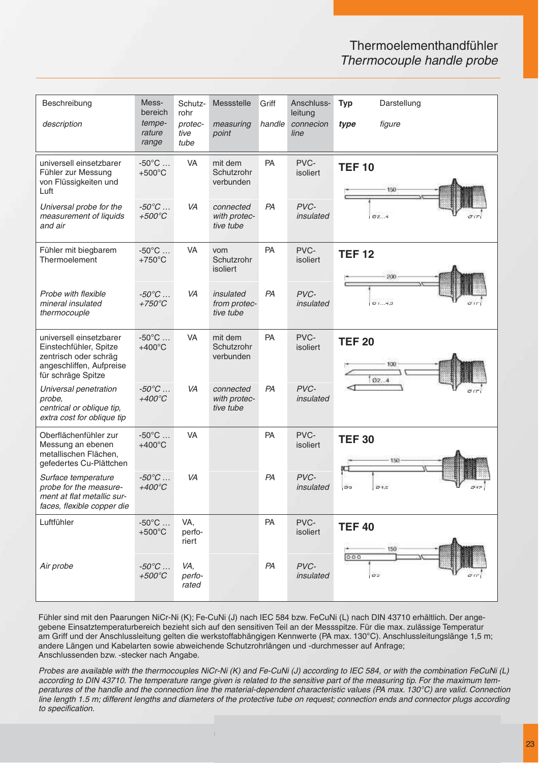# Thermoelementhandfühler

*Thermocouple handle probe*

| Beschreibung *description* | Mess-bereich *tempe-rature range* | Schutz-rohr *protec-tive tube* | Messstelle *measuring point* | Griff *handle* | Anschluss-leitung *connecion line* | **Typ** ***type*** | Darstellung *figure* |
|---|---|---|---|---|---|---|---|
| universell einsetzbarer Fühler zur Messung von Flüssigkeiten und Luft | -50°C … +500°C | VA | mit dem Schutzrohr verbunden | PA | PVC-isoliert | **TEF 10** | 150; Ø2...4 |
| *Universal probe for the measurement of liquids and air* | *-50°C … +500°C* | *VA* | *connected with protec-tive tube* | *PA* | *PVC-insulated* | | |
| Fühler mit biegbarem Thermoelement | -50°C … +750°C | VA | vom Schutzrohr isoliert | PA | PVC-isoliert | **TEF 12** | 200; Ø1...4,5 |
| *Probe with flexible mineral insulated thermocouple* | *-50°C … +750°C* | *VA* | *insulated from protec-tive tube* | *PA* | *PVC-insulated* | | |
| universell einsetzbarer Einstechfühler, Spitze zentrisch oder schräg angeschliffen, Aufpreise für schräge Spitze | -50°C … +400°C | VA | mit dem Schutzrohr verbunden | PA | PVC-isoliert | **TEF 20** | 100; Ø2...4 |
| *Universal penetration probe, centrical or oblique tip, extra cost for oblique tip* | *-50°C … +400°C* | *VA* | *connected with protec-tive tube* | *PA* | *PVC-insulated* | | |
| Oberflächenfühler zur Messung an ebenen metallischen Flächen, gefedertes Cu-Plättchen | -50°C … +400°C | VA | | PA | PVC-isoliert | **TEF 30** | 150; Ø3; Ø4,5 |
| *Surface temperature probe for the measure-ment at flat metallic sur-faces, flexible copper die* | *-50°C … +400°C* | *VA* | | *PA* | *PVC-insulated* | | |
| Luftfühler | -50°C … +500°C | VA, perfo-riert | | PA | PVC-isoliert | **TEF 40** | 150; Ø5 |
| *Air probe* | *-50°C … +500°C* | *VA, perfo-rated* | | *PA* | *PVC-insulated* | | |

Fühler sind mit den Paarungen NiCr-Ni (K); Fe-CuNi (J) nach IEC 584 bzw. FeCuNi (L) nach DIN 43710 erhältlich. Der angegebene Einsatztemperaturbereich bezieht sich auf den sensitiven Teil an der Messspitze. Für die max. zulässige Temperatur am Griff und der Anschlussleitung gelten die werkstoffabhängigen Kennwerte (PA max. 130°C). Anschlussleitungslänge 1,5 m; andere Längen und Kabelarten sowie abweichende Schutzrohrlängen und -durchmesser auf Anfrage; Anschlussenden bzw. -stecker nach Angabe.

*Probes are available with the thermocouples NiCr-Ni (K) and Fe-CuNi (J) according to IEC 584, or with the combination FeCuNi (L) according to DIN 43710. The temperature range given is related to the sensitive part of the measuring tip. For the maximum temperatures of the handle and the connection line the material-dependent characteristic values (PA max. 130°C) are valid. Connection line length 1.5 m; different lengths and diameters of the protective tube on request; connection ends and connector plugs according to specification.*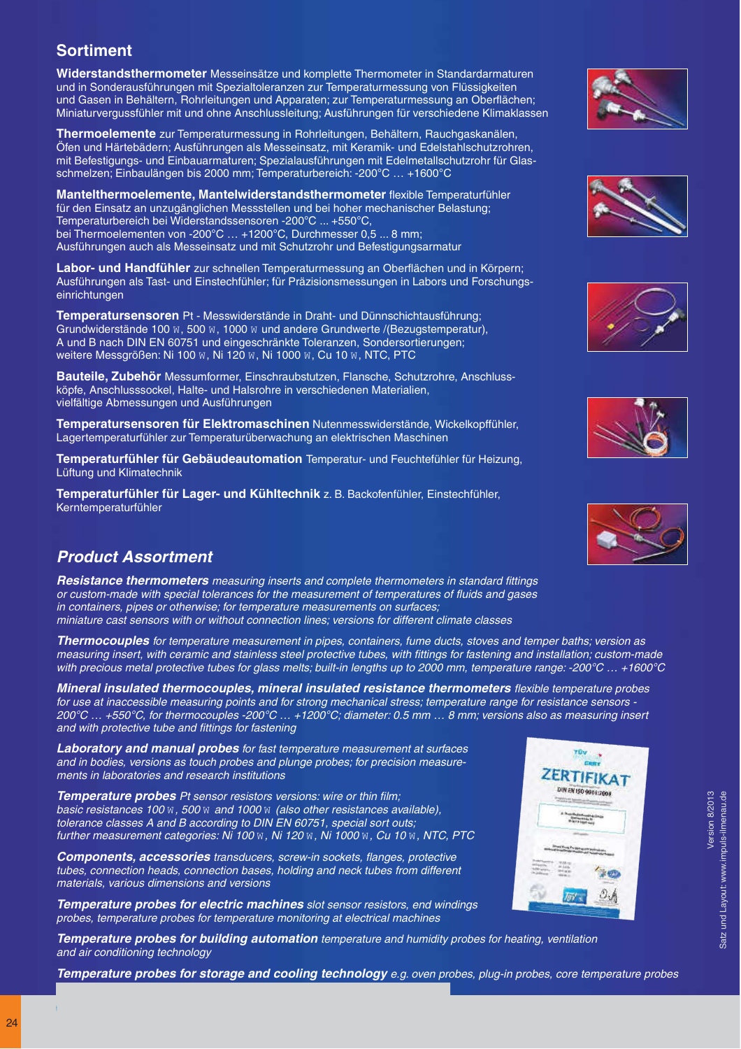## Sortiment

**Widerstandsthermometer** Messeinsätze und komplette Thermometer in Standardarmaturen und in Sonderausführungen mit Spezialtoleranzen zur Temperaturmessung von Flüssigkeiten und Gasen in Behältern, Rohrleitungen und Apparaten; zur Temperaturmessung an Oberflächen; Miniaturvergussfühler mit und ohne Anschlussleitung; Ausführungen für verschiedene Klimaklassen

**Thermoelemente** zur Temperaturmessung in Rohrleitungen, Behältern, Rauchgaskanälen, Öfen und Härtebädern; Ausführungen als Messeinsatz, mit Keramik- und Edelstahlschutzrohren, mit Befestigungs- und Einbauarmaturen; Spezialausführungen mit Edelmetallschutzrohr für Glasschmelzen; Einbaulängen bis 2000 mm; Temperaturbereich: -200°C … +1600°C

**Mantelthermoelemente, Mantelwiderstandsthermometer** flexible Temperaturfühler für den Einsatz an unzugänglichen Messstellen und bei hoher mechanischer Belastung; Temperaturbereich bei Widerstandssensoren -200°C ... +550°C, bei Thermoelementen von -200°C … +1200°C, Durchmesser 0,5 ... 8 mm; Ausführungen auch als Messeinsatz und mit Schutzrohr und Befestigungsarmatur

**Labor- und Handfühler** zur schnellen Temperaturmessung an Oberflächen und in Körpern; Ausführungen als Tast- und Einstechfühler; für Präzisionsmessungen in Labors und Forschungseinrichtungen

**Temperatursensoren** Pt - Messwiderstände in Draht- und Dünnschichtausführung; Grundwiderstände 100 Ω, 500 Ω, 1000 Ω und andere Grundwerte /(Bezugstemperatur), A und B nach DIN EN 60751 und eingeschränkte Toleranzen, Sondersortierungen; weitere Messgrößen: Ni 100 Ω, Ni 120 Ω, Ni 1000 Ω, Cu 10 Ω, NTC, PTC

**Bauteile, Zubehör** Messumformer, Einschraubstutzen, Flansche, Schutzrohre, Anschlussköpfe, Anschlusssockel, Halte- und Halsrohre in verschiedenen Materialien, vielfältige Abmessungen und Ausführungen

**Temperatursensoren für Elektromaschinen** Nutenmesswiderstände, Wickelkopffühler, Lagertemperaturfühler zur Temperaturüberwachung an elektrischen Maschinen

**Temperaturfühler für Gebäudeautomation** Temperatur- und Feuchtefühler für Heizung, Lüftung und Klimatechnik

**Temperaturfühler für Lager- und Kühltechnik** z. B. Backofenfühler, Einstechfühler, Kerntemperaturfühler

## *Product Assortment*

***Resistance thermometers*** *measuring inserts and complete thermometers in standard fittings or custom-made with special tolerances for the measurement of temperatures of fluids and gases in containers, pipes or otherwise; for temperature measurements on surfaces; miniature cast sensors with or without connection lines; versions for different climate classes*

***Thermocouples*** *for temperature measurement in pipes, containers, fume ducts, stoves and temper baths; version as measuring insert, with ceramic and stainless steel protective tubes, with fittings for fastening and installation; custom-made with precious metal protective tubes for glass melts; built-in lengths up to 2000 mm, temperature range: -200°C … +1600°C*

***Mineral insulated thermocouples, mineral insulated resistance thermometers*** *flexible temperature probes for use at inaccessible measuring points and for strong mechanical stress; temperature range for resistance sensors -200°C … +550°C, for thermocouples -200°C … +1200°C; diameter: 0.5 mm … 8 mm; versions also as measuring insert and with protective tube and fittings for fastening*

***Laboratory and manual probes*** *for fast temperature measurement at surfaces and in bodies, versions as touch probes and plunge probes; for precision measurements in laboratories and research institutions*

***Temperature probes*** *Pt sensor resistors versions: wire or thin film; basic resistances 100 Ω, 500 Ω and 1000 Ω (also other resistances available), tolerance classes A and B according to DIN EN 60751, special sort outs; further measurement categories: Ni 100 Ω, Ni 120 Ω, Ni 1000 Ω, Cu 10 Ω, NTC, PTC*

***Components, accessories*** *transducers, screw-in sockets, flanges, protective tubes, connection heads, connection bases, holding and neck tubes from different materials, various dimensions and versions*

***Temperature probes for electric machines*** *slot sensor resistors, end windings probes, temperature probes for temperature monitoring at electrical machines*

***Temperature probes for building automation*** *temperature and humidity probes for heating, ventilation and air conditioning technology*

***Temperature probes for storage and cooling technology*** *e.g. oven probes, plug-in probes, core temperature probes*

Version 8/2013
Satz und Layout: www.impuls-ilmenau.de